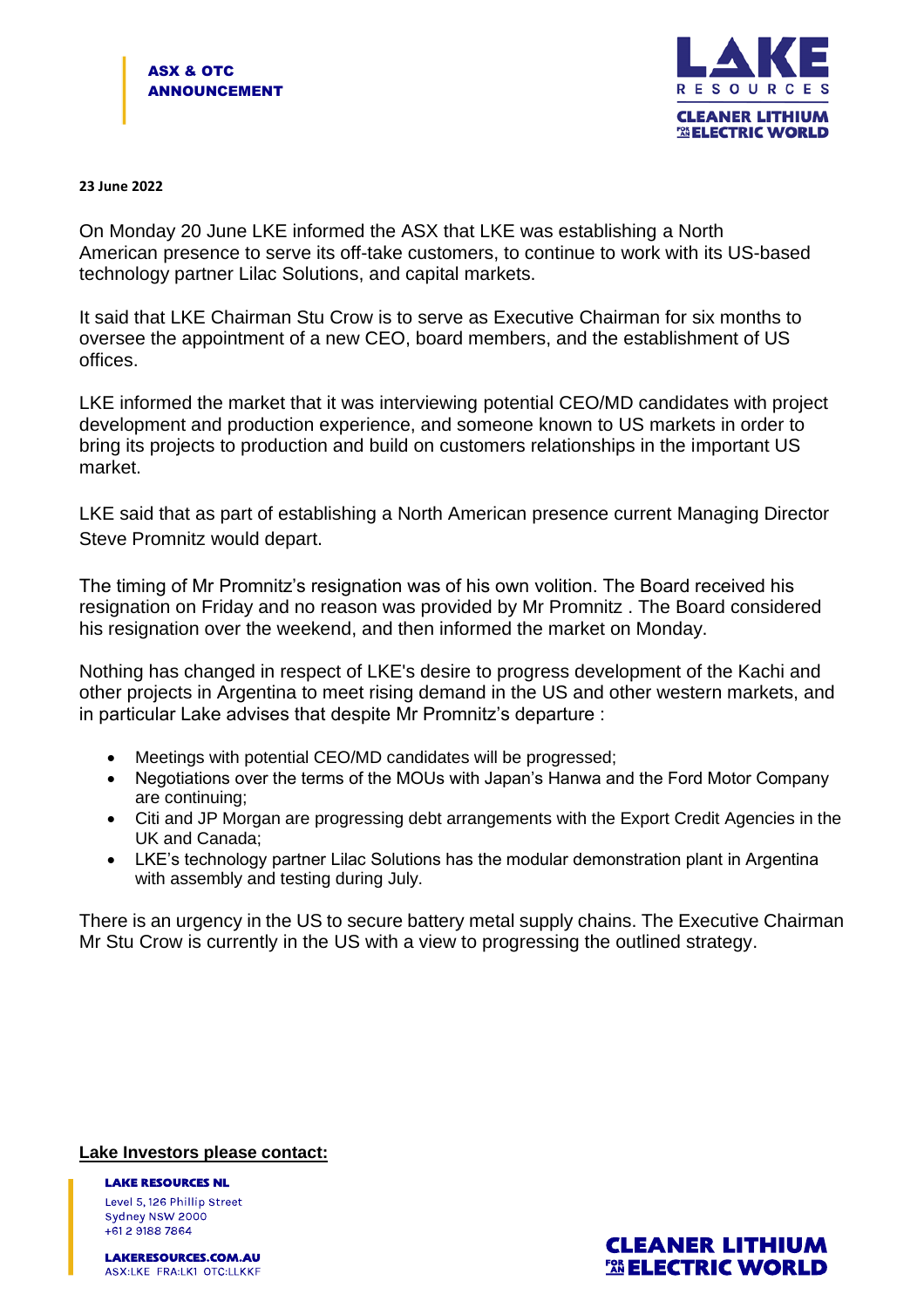**ASX & OTC ANNOUNCEMENT**

**23 June 2022**

On Monday 20 June LKE informed the ASX that LKE was establishing a North American presence to serve its off-take customers, to continue to work with its US-based technology partner Lilac Solutions, and capital markets.

It said that LKE Chairman Stu Crow is to serve as Executive Chairman for six months to oversee the appointment of a new CEO, board members, and the establishment of US offices.

LKE informed the market that it was interviewing potential CEO/MD candidates with project development and production experience, and someone known to US markets in order to bring its projects to production and build on customers relationships in the important US market.

LKE said that as part of establishing a North American presence current Managing Director Steve Promnitz would depart.

The timing of Mr Promnitz's resignation was of his own volition. The Board received his resignation on Friday and no reason was provided by Mr Promnitz . The Board considered his resignation over the weekend, and then informed the market on Monday.

Nothing has changed in respect of LKE's desire to progress development of the Kachi and other projects in Argentina to meet rising demand in the US and other western markets, and in particular Lake advises that despite Mr Promnitz's departure :

- Meetings with potential CEO/MD candidates will be progressed;
- Negotiations over the terms of the MOUs with Japan's Hanwa and the Ford Motor Company are continuing;
- Citi and JP Morgan are progressing debt arrangements with the Export Credit Agencies in the UK and Canada;
- LKE's technology partner Lilac Solutions has the modular demonstration plant in Argentina with assembly and testing during July.

There is an urgency in the US to secure battery metal supply chains. The Executive Chairman Mr Stu Crow is currently in the US with a view to progressing the outlined strategy.

**Lake Investors please contact:**

**LAKE RESOURCES NL**
Level 5, 126 Phillip Street
Sydney NSW 2000
+61 2 9188 7864

**LAKERESOURCES.COM.AU**
ASX:LKE FRA:LK1 OTC:LLKKF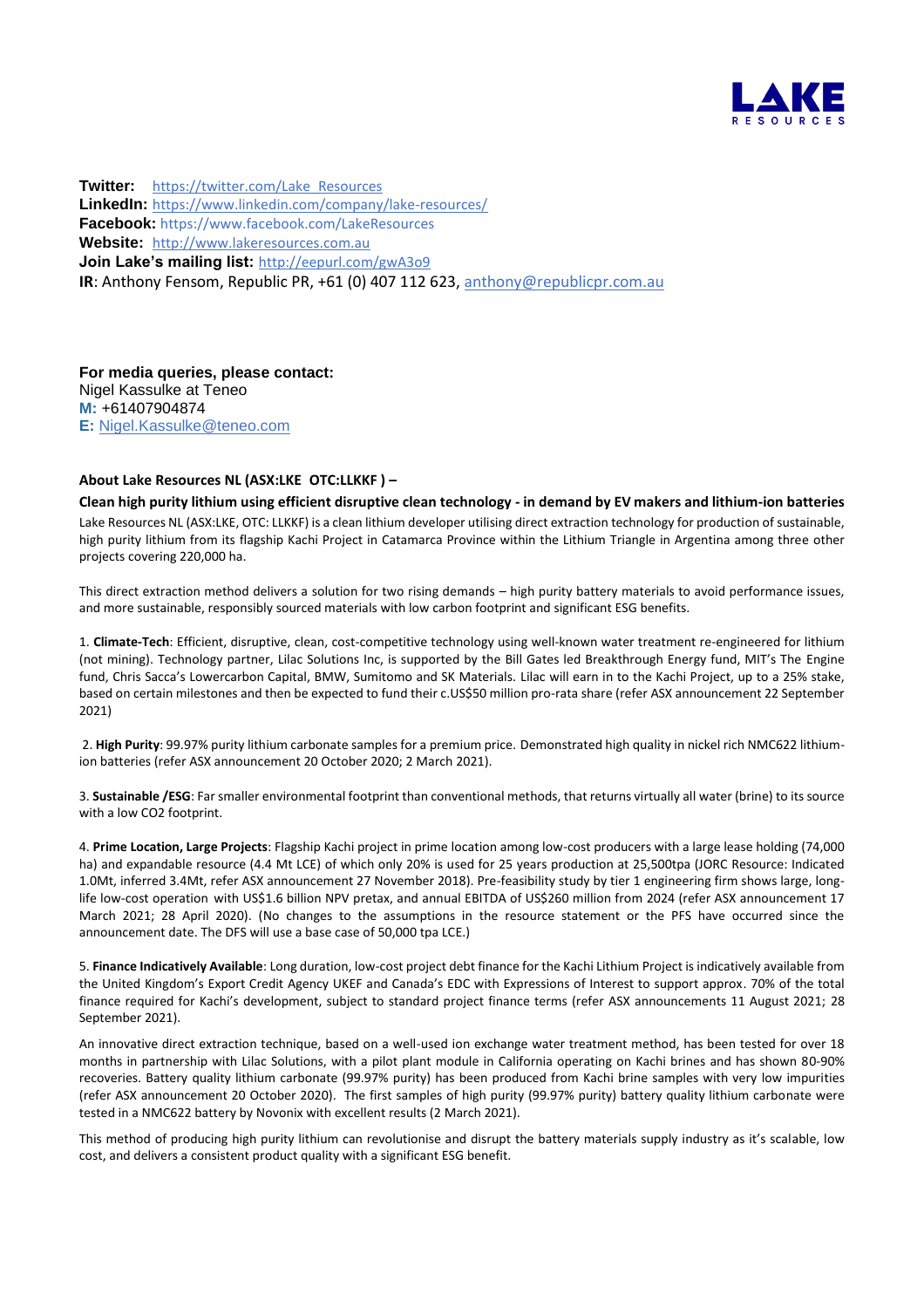**Twitter:** https://twitter.com/Lake_Resources
**LinkedIn:** https://www.linkedin.com/company/lake-resources/
**Facebook:** https://www.facebook.com/LakeResources
**Website:** http://www.lakeresources.com.au
**Join Lake's mailing list:** http://eepurl.com/gwA3o9
**IR**: Anthony Fensom, Republic PR, +61 (0) 407 112 623, anthony@republicpr.com.au

**For media queries, please contact:**
Nigel Kassulke at Teneo
**M:** +61407904874
**E:** Nigel.Kassulke@teneo.com

**About Lake Resources NL (ASX:LKE OTC:LLKKF ) –**

**Clean high purity lithium using efficient disruptive clean technology - in demand by EV makers and lithium-ion batteries**

Lake Resources NL (ASX:LKE, OTC: LLKKF) is a clean lithium developer utilising direct extraction technology for production of sustainable, high purity lithium from its flagship Kachi Project in Catamarca Province within the Lithium Triangle in Argentina among three other projects covering 220,000 ha.

This direct extraction method delivers a solution for two rising demands – high purity battery materials to avoid performance issues, and more sustainable, responsibly sourced materials with low carbon footprint and significant ESG benefits.

1. **Climate-Tech**: Efficient, disruptive, clean, cost-competitive technology using well-known water treatment re-engineered for lithium (not mining). Technology partner, Lilac Solutions Inc, is supported by the Bill Gates led Breakthrough Energy fund, MIT's The Engine fund, Chris Sacca's Lowercarbon Capital, BMW, Sumitomo and SK Materials. Lilac will earn in to the Kachi Project, up to a 25% stake, based on certain milestones and then be expected to fund their c.US$50 million pro-rata share (refer ASX announcement 22 September 2021)

2. **High Purity**: 99.97% purity lithium carbonate samples for a premium price. Demonstrated high quality in nickel rich NMC622 lithium-ion batteries (refer ASX announcement 20 October 2020; 2 March 2021).

3. **Sustainable /ESG**: Far smaller environmental footprint than conventional methods, that returns virtually all water (brine) to its source with a low CO2 footprint.

4. **Prime Location, Large Projects**: Flagship Kachi project in prime location among low-cost producers with a large lease holding (74,000 ha) and expandable resource (4.4 Mt LCE) of which only 20% is used for 25 years production at 25,500tpa (JORC Resource: Indicated 1.0Mt, inferred 3.4Mt, refer ASX announcement 27 November 2018). Pre-feasibility study by tier 1 engineering firm shows large, long-life low-cost operation with US$1.6 billion NPV pretax, and annual EBITDA of US$260 million from 2024 (refer ASX announcement 17 March 2021; 28 April 2020). (No changes to the assumptions in the resource statement or the PFS have occurred since the announcement date. The DFS will use a base case of 50,000 tpa LCE.)

5. **Finance Indicatively Available**: Long duration, low-cost project debt finance for the Kachi Lithium Project is indicatively available from the United Kingdom's Export Credit Agency UKEF and Canada's EDC with Expressions of Interest to support approx. 70% of the total finance required for Kachi's development, subject to standard project finance terms (refer ASX announcements 11 August 2021; 28 September 2021).

An innovative direct extraction technique, based on a well-used ion exchange water treatment method, has been tested for over 18 months in partnership with Lilac Solutions, with a pilot plant module in California operating on Kachi brines and has shown 80-90% recoveries. Battery quality lithium carbonate (99.97% purity) has been produced from Kachi brine samples with very low impurities (refer ASX announcement 20 October 2020). The first samples of high purity (99.97% purity) battery quality lithium carbonate were tested in a NMC622 battery by Novonix with excellent results (2 March 2021).

This method of producing high purity lithium can revolutionise and disrupt the battery materials supply industry as it's scalable, low cost, and delivers a consistent product quality with a significant ESG benefit.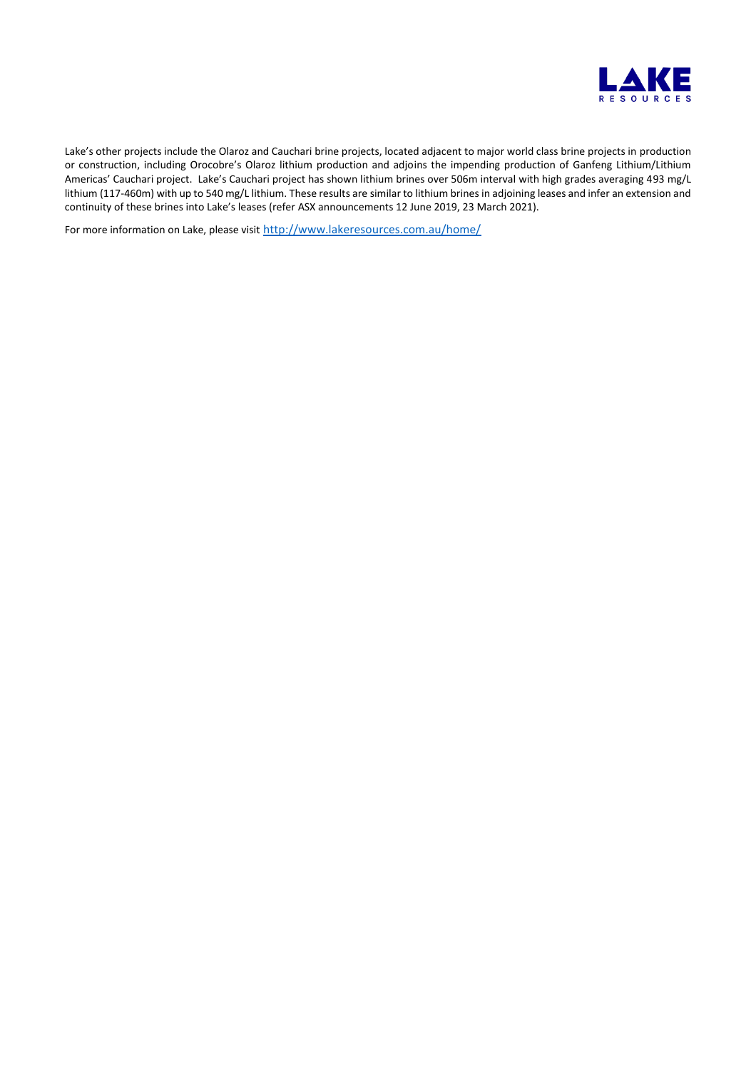Lake's other projects include the Olaroz and Cauchari brine projects, located adjacent to major world class brine projects in production or construction, including Orocobre's Olaroz lithium production and adjoins the impending production of Ganfeng Lithium/Lithium Americas' Cauchari project. Lake's Cauchari project has shown lithium brines over 506m interval with high grades averaging 493 mg/L lithium (117-460m) with up to 540 mg/L lithium. These results are similar to lithium brines in adjoining leases and infer an extension and continuity of these brines into Lake's leases (refer ASX announcements 12 June 2019, 23 March 2021).

For more information on Lake, please visit http://www.lakeresources.com.au/home/